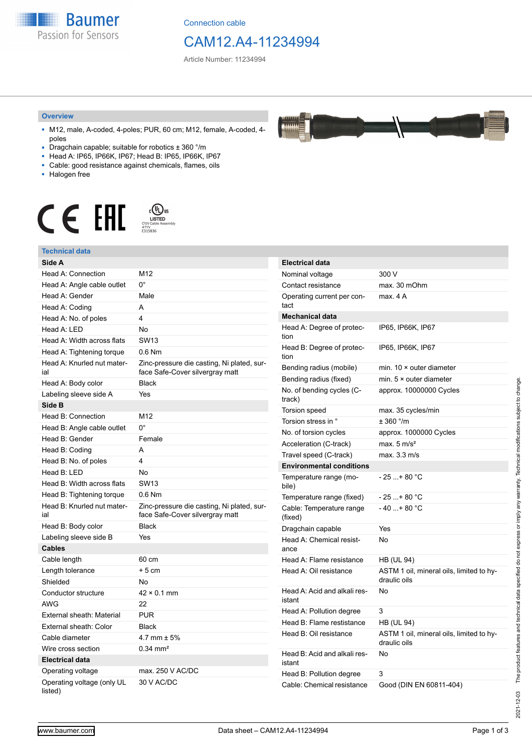Connection cable

# CAM12.A4-11234994

Article Number: 11234994

## Overview

- M12, male, A-coded, 4-poles; PUR, 60 cm; M12, female, A-coded, 4-poles
- Dragchain capable; suitable for robotics ± 360 °/m
- Head A: IP65, IP66K, IP67; Head B: IP65, IP66K, IP67
- Cable: good resistance against chemicals, flames, oils
- Halogen free

## Technical data

| Side A | |
|---|---|
| Head A: Connection | M12 |
| Head A: Angle cable outlet | 0° |
| Head A: Gender | Male |
| Head A: Coding | A |
| Head A: No. of poles | 4 |
| Head A: LED | No |
| Head A: Width across flats | SW13 |
| Head A: Tightening torque | 0.6 Nm |
| Head A: Knurled nut material | Zinc-pressure die casting, Ni plated, surface Safe-Cover silvergray matt |
| Head A: Body color | Black |
| Labeling sleeve side A | Yes |
| **Side B** | |
| Head B: Connection | M12 |
| Head B: Angle cable outlet | 0° |
| Head B: Gender | Female |
| Head B: Coding | A |
| Head B: No. of poles | 4 |
| Head B: LED | No |
| Head B: Width across flats | SW13 |
| Head B: Tightening torque | 0.6 Nm |
| Head B: Knurled nut material | Zinc-pressure die casting, Ni plated, surface Safe-Cover silvergray matt |
| Head B: Body color | Black |
| Labeling sleeve side B | Yes |
| **Cables** | |
| Cable length | 60 cm |
| Length tolerance | + 5 cm |
| Shielded | No |
| Conductor structure | 42 × 0.1 mm |
| AWG | 22 |
| External sheath: Material | PUR |
| External sheath: Color | Black |
| Cable diameter | 4.7 mm ± 5% |
| Wire cross section | 0.34 mm² |
| **Electrical data** | |
| Operating voltage | max. 250 V AC/DC |
| Operating voltage (only UL listed) | 30 V AC/DC |

| Electrical data | |
|---|---|
| Nominal voltage | 300 V |
| Contact resistance | max. 30 mOhm |
| Operating current per contact | max. 4 A |
| **Mechanical data** | |
| Head A: Degree of protection | IP65, IP66K, IP67 |
| Head B: Degree of protection | IP65, IP66K, IP67 |
| Bending radius (mobile) | min. 10 × outer diameter |
| Bending radius (fixed) | min. 5 × outer diameter |
| No. of bending cycles (C-track) | approx. 10000000 Cycles |
| Torsion speed | max. 35 cycles/min |
| Torsion stress in ° | ± 360 °/m |
| No. of torsion cycles | approx. 1000000 Cycles |
| Acceleration (C-track) | max. 5 m/s² |
| Travel speed (C-track) | max. 3.3 m/s |
| **Environmental conditions** | |
| Temperature range (mobile) | - 25 ...+ 80 °C |
| Temperature range (fixed) | - 25 ...+ 80 °C |
| Cable: Temperature range (fixed) | - 40 ...+ 80 °C |
| Dragchain capable | Yes |
| Head A: Chemical resistance | No |
| Head A: Flame resistance | HB (UL 94) |
| Head A: Oil resistance | ASTM 1 oil, mineral oils, limited to hydraulic oils |
| Head A: Acid and alkali resistant | No |
| Head A: Pollution degree | 3 |
| Head B: Flame resistance | HB (UL 94) |
| Head B: Oil resistance | ASTM 1 oil, mineral oils, limited to hydraulic oils |
| Head B: Acid and alkali resistant | No |
| Head B: Pollution degree | 3 |
| Cable: Chemical resistance | Good (DIN EN 60811-404) |

2021-12-03 The product features and technical data specified do not express or imply any warranty. Technical modifications subject to change.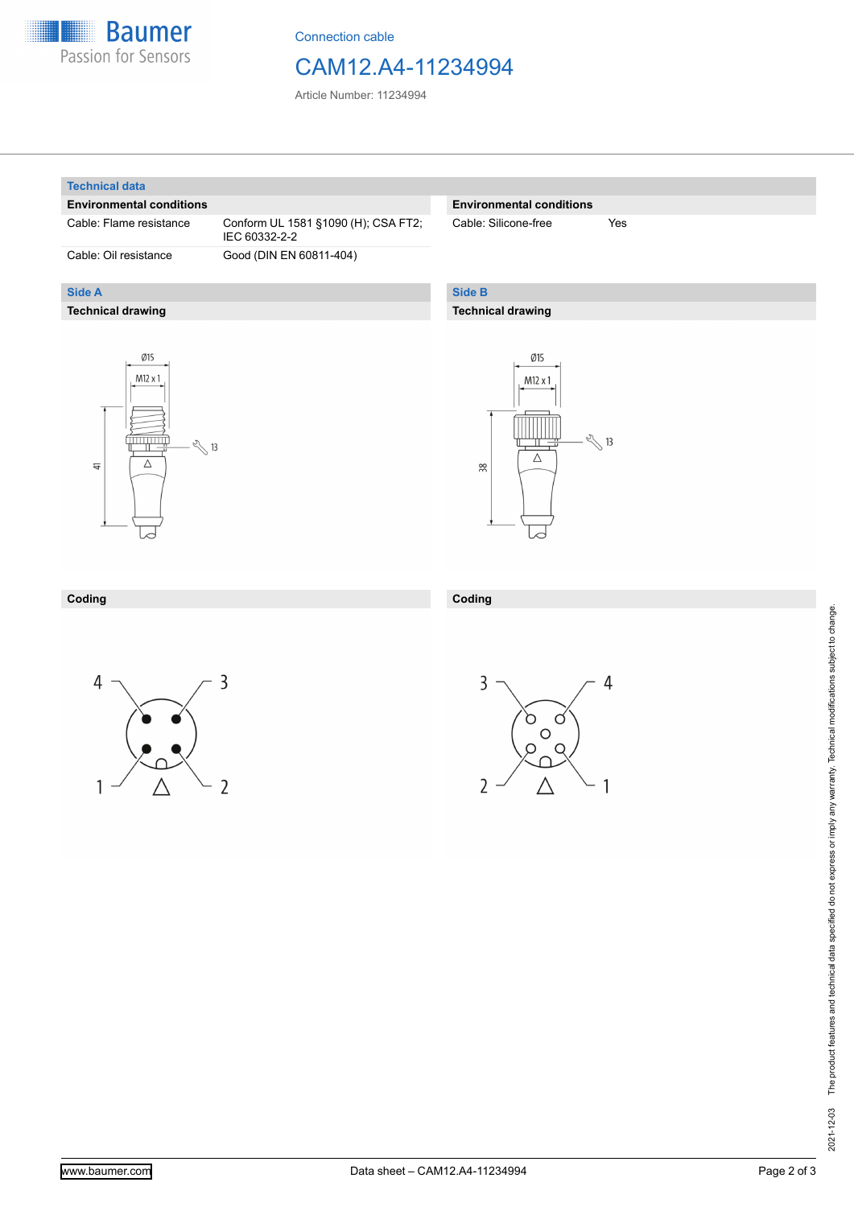## Technical data

### Environmental conditions

| | |
|---|---|
| Cable: Flame resistance | Conform UL 1581 §1090 (H); CSA FT2; IEC 60332-2-2 |
| Cable: Oil resistance | Good (DIN EN 60811-404) |

### Environmental conditions

| | |
|---|---|
| Cable: Silicone-free | Yes |

## Side A

### Technical drawing

Ø15

M12 x 1

13

41

### Coding

4 3

1 2

## Side B

### Technical drawing

Ø15

M12 x 1

13

38

### Coding

3 4

2 1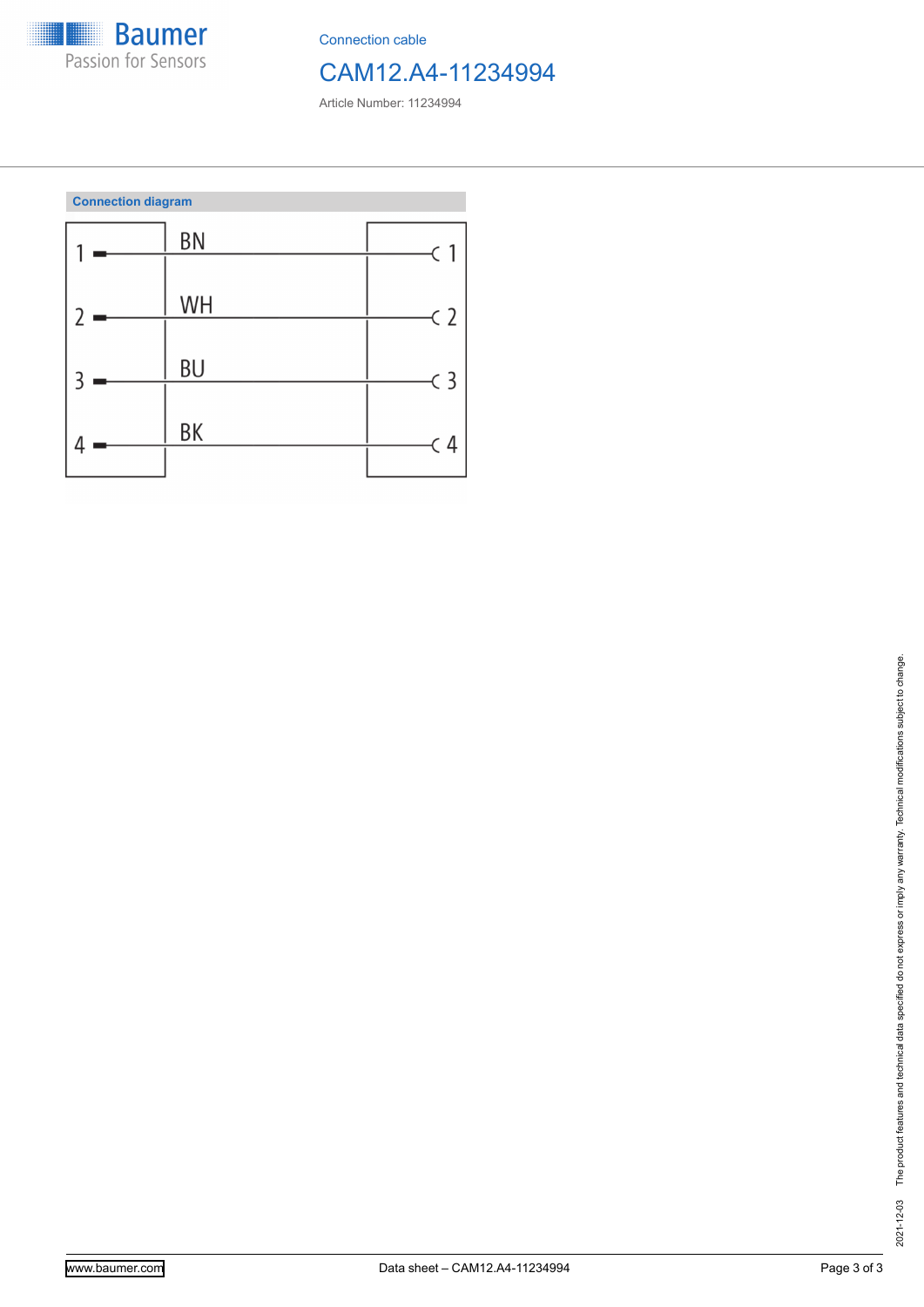Connection cable

# CAM12.A4-11234994

Article Number: 11234994

## Connection diagram

1 BN 1

2 WH 2

3 BU 3

4 BK 4

The product features and technical data specified do not express or imply any warranty. Technical modifications subject to change.

2021-12-03